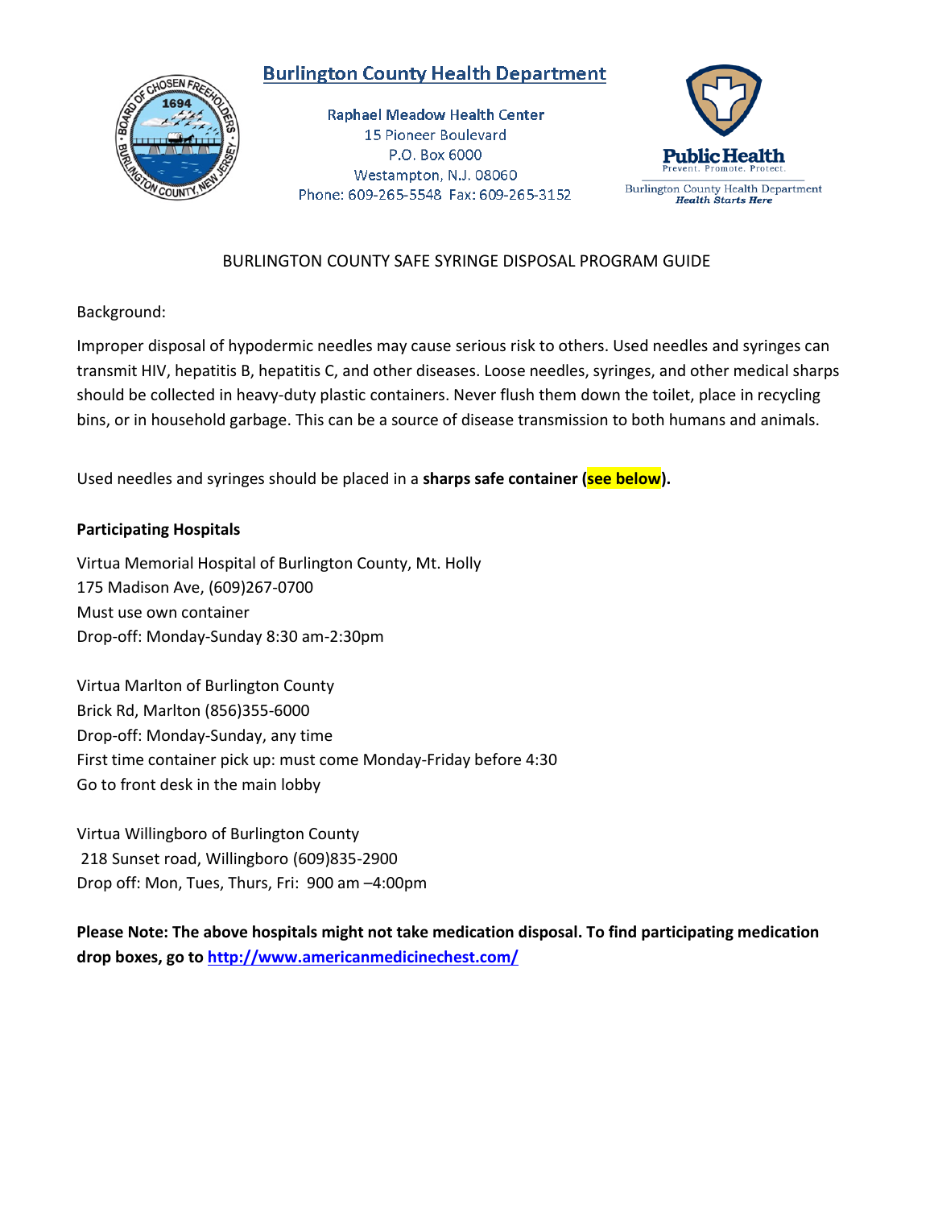# Burlington County Health Department

Raphael Meadow Health Center
15 Pioneer Boulevard
P.O. Box 6000
Westampton, N.J. 08060
Phone: 609-265-5548 Fax: 609-265-3152

Public Health
Prevent. Promote. Protect.
Burlington County Health Department
*Health Starts Here*

## BURLINGTON COUNTY SAFE SYRINGE DISPOSAL PROGRAM GUIDE

Background:

Improper disposal of hypodermic needles may cause serious risk to others. Used needles and syringes can transmit HIV, hepatitis B, hepatitis C, and other diseases. Loose needles, syringes, and other medical sharps should be collected in heavy-duty plastic containers. Never flush them down the toilet, place in recycling bins, or in household garbage. This can be a source of disease transmission to both humans and animals.

Used needles and syringes should be placed in a **sharps safe container (see below).**

**Participating Hospitals**

Virtua Memorial Hospital of Burlington County, Mt. Holly
175 Madison Ave, (609)267-0700
Must use own container
Drop-off: Monday-Sunday 8:30 am-2:30pm

Virtua Marlton of Burlington County
Brick Rd, Marlton (856)355-6000
Drop-off: Monday-Sunday, any time
First time container pick up: must come Monday-Friday before 4:30
Go to front desk in the main lobby

Virtua Willingboro of Burlington County
218 Sunset road, Willingboro (609)835-2900
Drop off: Mon, Tues, Thurs, Fri: 900 am –4:00pm

**Please Note: The above hospitals might not take medication disposal. To find participating medication drop boxes, go to http://www.americanmedicinechest.com/**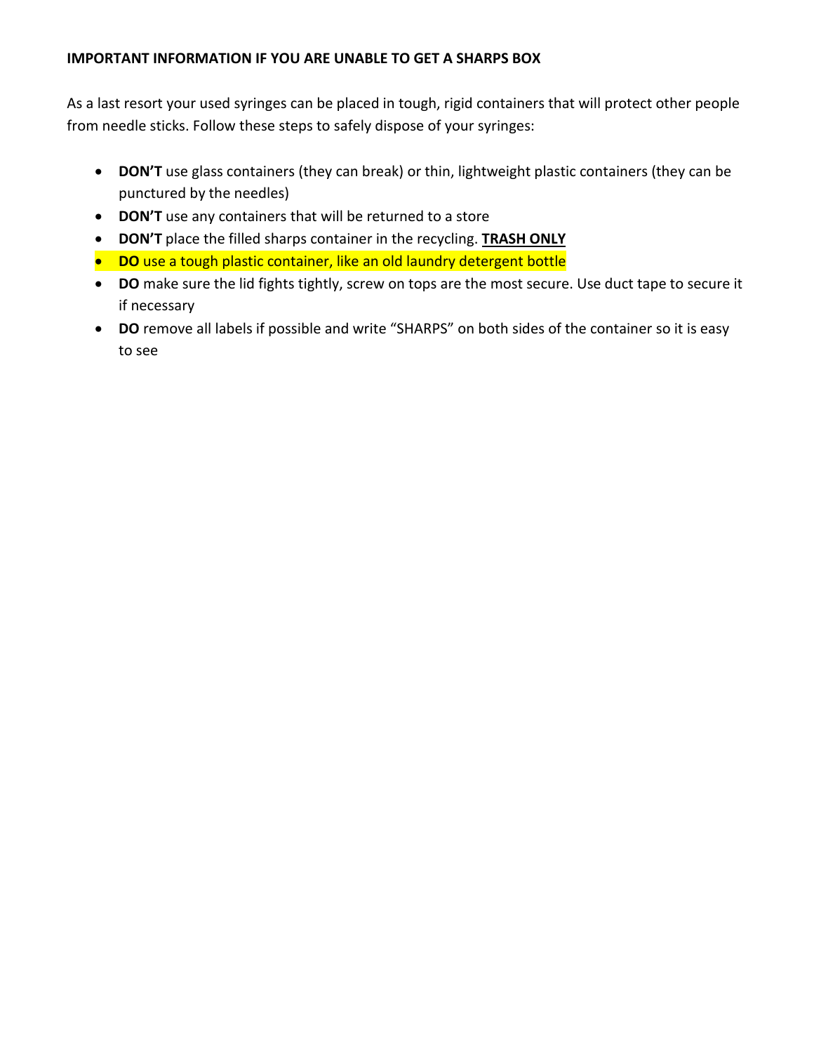**IMPORTANT INFORMATION IF YOU ARE UNABLE TO GET A SHARPS BOX**

As a last resort your used syringes can be placed in tough, rigid containers that will protect other people from needle sticks. Follow these steps to safely dispose of your syringes:

- **DON'T** use glass containers (they can break) or thin, lightweight plastic containers (they can be punctured by the needles)
- **DON'T** use any containers that will be returned to a store
- **DON'T** place the filled sharps container in the recycling. **TRASH ONLY**
- **DO** use a tough plastic container, like an old laundry detergent bottle
- **DO** make sure the lid fights tightly, screw on tops are the most secure. Use duct tape to secure it if necessary
- **DO** remove all labels if possible and write "SHARPS" on both sides of the container so it is easy to see